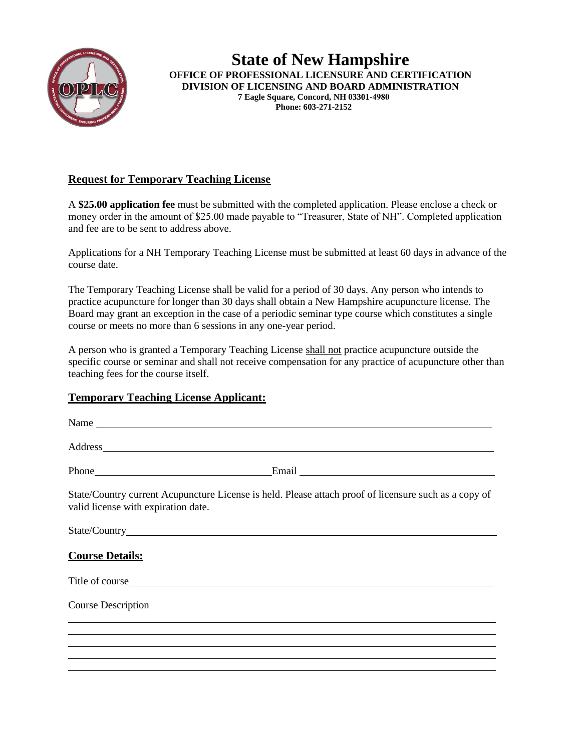# State of New Hampshire

**OFFICE OF PROFESSIONAL LICENSURE AND CERTIFICATION**
**DIVISION OF LICENSING AND BOARD ADMINISTRATION**
**7 Eagle Square, Concord, NH 03301-4980**
**Phone: 603-271-2152**

## Request for Temporary Teaching License

A **$25.00 application fee** must be submitted with the completed application. Please enclose a check or money order in the amount of $25.00 made payable to "Treasurer, State of NH". Completed application and fee are to be sent to address above.

Applications for a NH Temporary Teaching License must be submitted at least 60 days in advance of the course date.

The Temporary Teaching License shall be valid for a period of 30 days. Any person who intends to practice acupuncture for longer than 30 days shall obtain a New Hampshire acupuncture license. The Board may grant an exception in the case of a periodic seminar type course which constitutes a single course or meets no more than 6 sessions in any one-year period.

A person who is granted a Temporary Teaching License shall not practice acupuncture outside the specific course or seminar and shall not receive compensation for any practice of acupuncture other than teaching fees for the course itself.

## Temporary Teaching License Applicant:

Name ______________________________________________

Address ______________________________________________

Phone ____________________ Email ____________________

State/Country current Acupuncture License is held. Please attach proof of licensure such as a copy of valid license with expiration date.

State/Country ______________________________________________

## Course Details:

Title of course ______________________________________________

Course Description

______________________________________________

______________________________________________

______________________________________________

______________________________________________

______________________________________________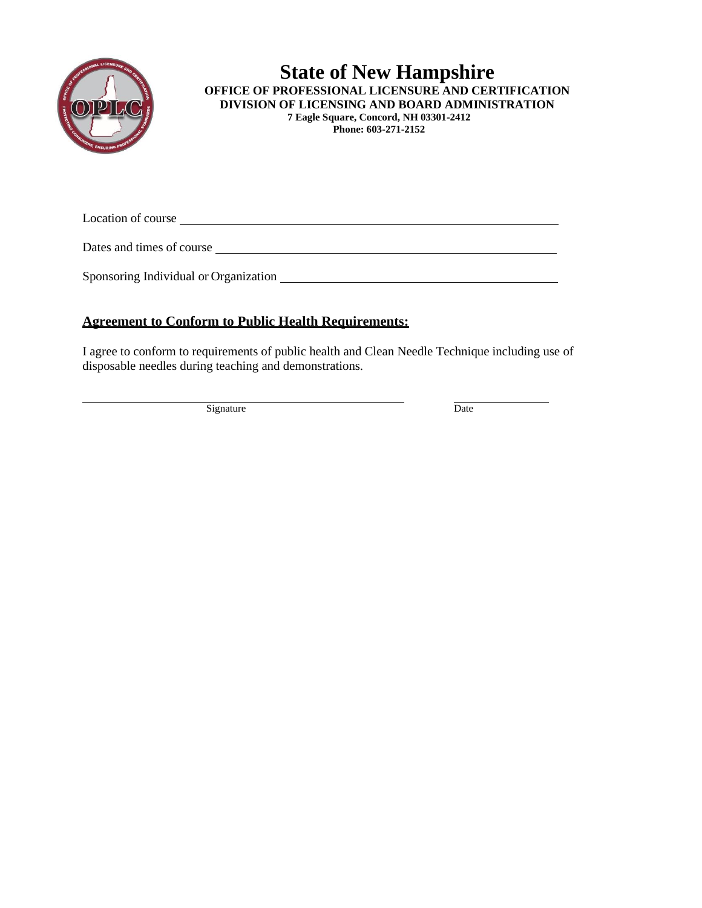# State of New Hampshire

**OFFICE OF PROFESSIONAL LICENSURE AND CERTIFICATION**
**DIVISION OF LICENSING AND BOARD ADMINISTRATION**
**7 Eagle Square, Concord, NH 03301-2412**
**Phone: 603-271-2152**

Location of course ______________________________________________

Dates and times of course ______________________________________________

Sponsoring Individual or Organization ______________________________________________

## Agreement to Conform to Public Health Requirements:

I agree to conform to requirements of public health and Clean Needle Technique including use of disposable needles during teaching and demonstrations.

______________________________________________ Signature

______________ Date